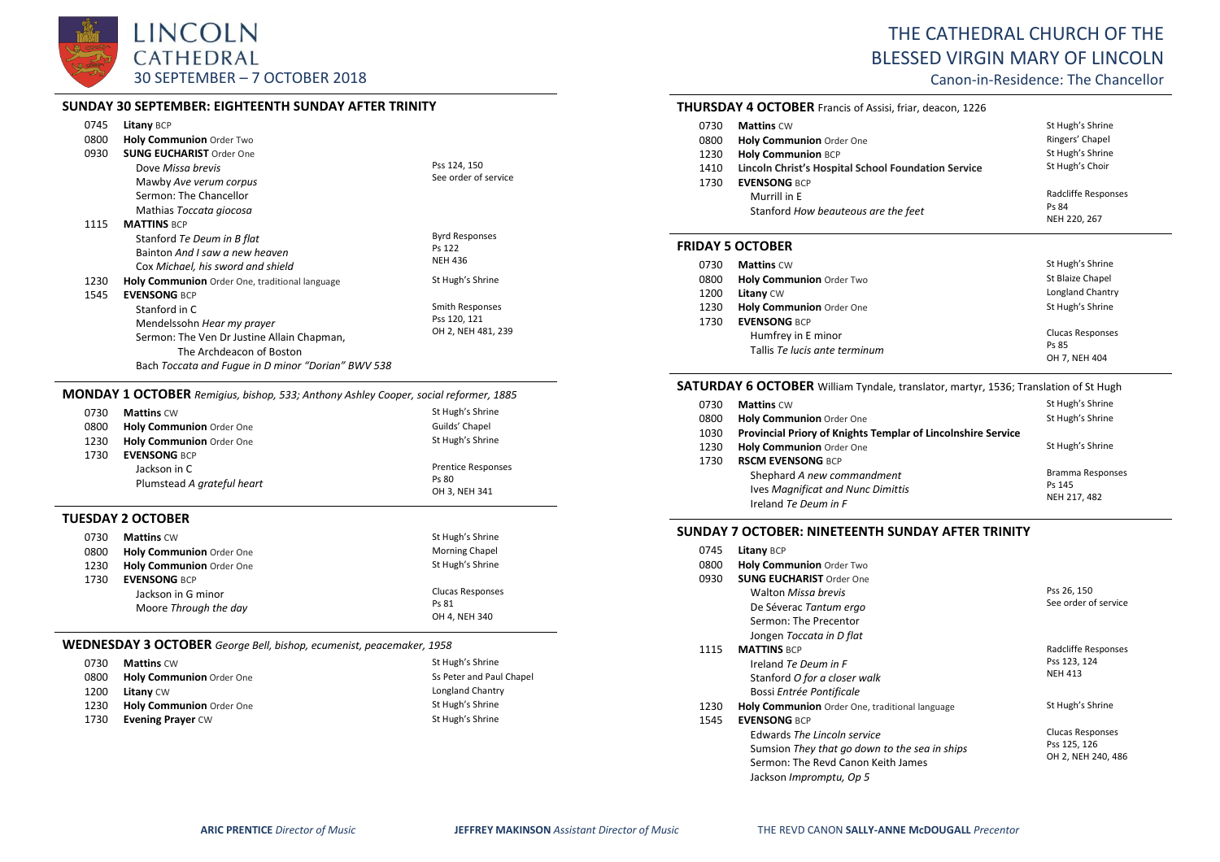# LINCOLN CATHEDRAL

30 SEPTEMBER – 7 OCTOBER 2018

# THE CATHEDRAL CHURCH OF THE BLESSED VIRGIN MARY OF LINCOLN

Canon-in-Residence: The Chancellor

## SUNDAY 30 SEPTEMBER: EIGHTEENTH SUNDAY AFTER TRINITY

| | | |
|---|---|---|
| 0745 | **Litany** BCP | |
| 0800 | **Holy Communion** Order Two | |
| 0930 | **SUNG EUCHARIST** Order One | |
| | Dove *Missa brevis* | Pss 124, 150 |
| | Mawby *Ave verum corpus* | See order of service |
| | Sermon: The Chancellor | |
| | Mathias *Toccata giocosa* | |
| 1115 | **MATTINS** BCP | |
| | Stanford *Te Deum in B flat* | Byrd Responses |
| | Bainton *And I saw a new heaven* | Ps 122 |
| | Cox *Michael, his sword and shield* | NEH 436 |
| 1230 | **Holy Communion** Order One, traditional language | St Hugh's Shrine |
| 1545 | **EVENSONG** BCP | |
| | Stanford in C | Smith Responses |
| | Mendelssohn *Hear my prayer* | Pss 120, 121 |
| | Sermon: The Ven Dr Justine Allain Chapman, The Archdeacon of Boston | OH 2, NEH 481, 239 |
| | Bach *Toccata and Fugue in D minor "Dorian" BWV 538* | |

## MONDAY 1 OCTOBER *Remigius, bishop, 533; Anthony Ashley Cooper, social reformer, 1885*

| | | |
|---|---|---|
| 0730 | **Mattins** CW | St Hugh's Shrine |
| 0800 | **Holy Communion** Order One | Guilds' Chapel |
| 1230 | **Holy Communion** Order One | St Hugh's Shrine |
| 1730 | **EVENSONG** BCP | |
| | Jackson in C | Prentice Responses |
| | Plumstead *A grateful heart* | Ps 80 |
| | | OH 3, NEH 341 |

## TUESDAY 2 OCTOBER

| | | |
|---|---|---|
| 0730 | **Mattins** CW | St Hugh's Shrine |
| 0800 | **Holy Communion** Order One | Morning Chapel |
| 1230 | **Holy Communion** Order One | St Hugh's Shrine |
| 1730 | **EVENSONG** BCP | |
| | Jackson in G minor | Clucas Responses |
| | Moore *Through the day* | Ps 81 |
| | | OH 4, NEH 340 |

## WEDNESDAY 3 OCTOBER *George Bell, bishop, ecumenist, peacemaker, 1958*

| | | |
|---|---|---|
| 0730 | **Mattins** CW | St Hugh's Shrine |
| 0800 | **Holy Communion** Order One | Ss Peter and Paul Chapel |
| 1200 | **Litany** CW | Longland Chantry |
| 1230 | **Holy Communion** Order One | St Hugh's Shrine |
| 1730 | **Evening Prayer** CW | St Hugh's Shrine |

## THURSDAY 4 OCTOBER Francis of Assisi, friar, deacon, 1226

| | | |
|---|---|---|
| 0730 | **Mattins** CW | St Hugh's Shrine |
| 0800 | **Holy Communion** Order One | Ringers' Chapel |
| 1230 | **Holy Communion** BCP | St Hugh's Shrine |
| 1410 | **Lincoln Christ's Hospital School Foundation Service** | St Hugh's Choir |
| 1730 | **EVENSONG** BCP | |
| | Murrill in E | Radcliffe Responses |
| | Stanford *How beauteous are the feet* | Ps 84 |
| | | NEH 220, 267 |

## FRIDAY 5 OCTOBER

| | | |
|---|---|---|
| 0730 | **Mattins** CW | St Hugh's Shrine |
| 0800 | **Holy Communion** Order Two | St Blaize Chapel |
| 1200 | **Litany** CW | Longland Chantry |
| 1230 | **Holy Communion** Order One | St Hugh's Shrine |
| 1730 | **EVENSONG** BCP | |
| | Humfrey in E minor | Clucas Responses |
| | Tallis *Te lucis ante terminum* | Ps 85 |
| | | OH 7, NEH 404 |

## SATURDAY 6 OCTOBER William Tyndale, translator, martyr, 1536; Translation of St Hugh

| | | |
|---|---|---|
| 0730 | **Mattins** CW | St Hugh's Shrine |
| 0800 | **Holy Communion** Order One | St Hugh's Shrine |
| 1030 | **Provincial Priory of Knights Templar of Lincolnshire Service** | |
| 1230 | **Holy Communion** Order One | St Hugh's Shrine |
| 1730 | **RSCM EVENSONG** BCP | |
| | Shephard *A new commandment* | Bramma Responses |
| | Ives *Magnificat and Nunc Dimittis* | Ps 145 |
| | Ireland *Te Deum in F* | NEH 217, 482 |

## SUNDAY 7 OCTOBER: NINETEENTH SUNDAY AFTER TRINITY

| | | |
|---|---|---|
| 0745 | **Litany** BCP | |
| 0800 | **Holy Communion** Order Two | |
| 0930 | **SUNG EUCHARIST** Order One | |
| | Walton *Missa brevis* | Pss 26, 150 |
| | De Séverac *Tantum ergo* | See order of service |
| | Sermon: The Precentor | |
| | Jongen *Toccata in D flat* | |
| 1115 | **MATTINS** BCP | Radcliffe Responses |
| | Ireland *Te Deum in F* | Pss 123, 124 |
| | Stanford *O for a closer walk* | NEH 413 |
| | Bossi *Entrée Pontificale* | |
| 1230 | **Holy Communion** Order One, traditional language | St Hugh's Shrine |
| 1545 | **EVENSONG** BCP | |
| | Edwards *The Lincoln service* | Clucas Responses |
| | Sumsion *They that go down to the sea in ships* | Pss 125, 126 |
| | Sermon: The Revd Canon Keith James | OH 2, NEH 240, 486 |
| | Jackson *Impromptu, Op 5* | |

**ARIC PRENTICE** *Director of Music* **JEFFREY MAKINSON** *Assistant Director of Music* THE REVD CANON **SALLY-ANNE McDOUGALL** *Precentor*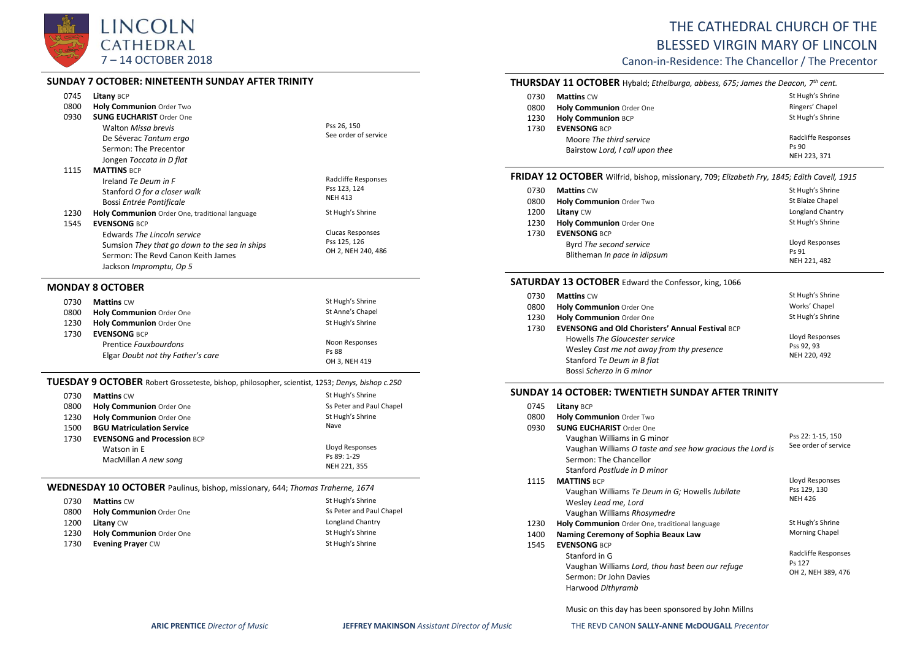# LINCOLN CATHEDRAL
## 7 – 14 OCTOBER 2018

# THE CATHEDRAL CHURCH OF THE BLESSED VIRGIN MARY OF LINCOLN

Canon-in-Residence: The Chancellor / The Precentor

## SUNDAY 7 OCTOBER: NINETEENTH SUNDAY AFTER TRINITY

| | | |
|---|---|---|
| 0745 | **Litany** BCP | |
| 0800 | **Holy Communion** Order Two | |
| 0930 | **SUNG EUCHARIST** Order One | |
| | Walton *Missa brevis* | Pss 26, 150 |
| | De Séverac *Tantum ergo* | See order of service |
| | Sermon: The Precentor | |
| | Jongen *Toccata in D flat* | |
| 1115 | **MATTINS** BCP | |
| | Ireland *Te Deum in F* | Radcliffe Responses |
| | Stanford *O for a closer walk* | Pss 123, 124 |
| | Bossi *Entrée Pontificale* | NEH 413 |
| 1230 | **Holy Communion** Order One, traditional language | St Hugh's Shrine |
| 1545 | **EVENSONG** BCP | |
| | Edwards *The Lincoln service* | Clucas Responses |
| | Sumsion *They that go down to the sea in ships* | Pss 125, 126 |
| | Sermon: The Revd Canon Keith James | OH 2, NEH 240, 486 |
| | Jackson *Impromptu, Op 5* | |

## MONDAY 8 OCTOBER

| | | |
|---|---|---|
| 0730 | **Mattins** CW | St Hugh's Shrine |
| 0800 | **Holy Communion** Order One | St Anne's Chapel |
| 1230 | **Holy Communion** Order One | St Hugh's Shrine |
| 1730 | **EVENSONG** BCP | |
| | Prentice *Fauxbourdons* | Noon Responses |
| | Elgar *Doubt not thy Father's care* | Ps 88 |
| | | OH 3, NEH 419 |

## TUESDAY 9 OCTOBER Robert Grosseteste, bishop, philosopher, scientist, 1253; *Denys, bishop c.250*

| | | |
|---|---|---|
| 0730 | **Mattins** CW | St Hugh's Shrine |
| 0800 | **Holy Communion** Order One | Ss Peter and Paul Chapel |
| 1230 | **Holy Communion** Order One | St Hugh's Shrine |
| 1500 | **BGU Matriculation Service** | Nave |
| 1730 | **EVENSONG and Procession** BCP | |
| | Watson in E | Lloyd Responses |
| | MacMillan *A new song* | Ps 89: 1-29 |
| | | NEH 221, 355 |

## WEDNESDAY 10 OCTOBER Paulinus, bishop, missionary, 644; *Thomas Traherne, 1674*

| | | |
|---|---|---|
| 0730 | **Mattins** CW | St Hugh's Shrine |
| 0800 | **Holy Communion** Order One | Ss Peter and Paul Chapel |
| 1200 | **Litany** CW | Longland Chantry |
| 1230 | **Holy Communion** Order One | St Hugh's Shrine |
| 1730 | **Evening Prayer** CW | St Hugh's Shrine |

## THURSDAY 11 OCTOBER Hybald; *Ethelburga, abbess, 675; James the Deacon, 7th cent.*

| | | |
|---|---|---|
| 0730 | **Mattins** CW | St Hugh's Shrine |
| 0800 | **Holy Communion** Order One | Ringers' Chapel |
| 1230 | **Holy Communion** BCP | St Hugh's Shrine |
| 1730 | **EVENSONG** BCP | |
| | Moore *The third service* | Radcliffe Responses |
| | Bairstow *Lord, I call upon thee* | Ps 90 |
| | | NEH 223, 371 |

## FRIDAY 12 OCTOBER Wilfrid, bishop, missionary, 709; *Elizabeth Fry, 1845; Edith Cavell, 1915*

| | | |
|---|---|---|
| 0730 | **Mattins** CW | St Hugh's Shrine |
| 0800 | **Holy Communion** Order Two | St Blaize Chapel |
| 1200 | **Litany** CW | Longland Chantry |
| 1230 | **Holy Communion** Order One | St Hugh's Shrine |
| 1730 | **EVENSONG** BCP | |
| | Byrd *The second service* | Lloyd Responses |
| | Blitheman *In pace in idipsum* | Ps 91 |
| | | NEH 221, 482 |

## SATURDAY 13 OCTOBER Edward the Confessor, king, 1066

| | | |
|---|---|---|
| 0730 | **Mattins** CW | St Hugh's Shrine |
| 0800 | **Holy Communion** Order One | Works' Chapel |
| 1230 | **Holy Communion** Order One | St Hugh's Shrine |
| 1730 | **EVENSONG and Old Choristers' Annual Festival** BCP | |
| | Howells *The Gloucester service* | Lloyd Responses |
| | Wesley *Cast me not away from thy presence* | Pss 92, 93 |
| | Stanford *Te Deum in B flat* | NEH 220, 492 |
| | Bossi *Scherzo in G minor* | |

## SUNDAY 14 OCTOBER: TWENTIETH SUNDAY AFTER TRINITY

| | | |
|---|---|---|
| 0745 | **Litany** BCP | |
| 0800 | **Holy Communion** Order Two | |
| 0930 | **SUNG EUCHARIST** Order One | |
| | Vaughan Williams in G minor | Pss 22: 1-15, 150 |
| | Vaughan Williams *O taste and see how gracious the Lord is* | See order of service |
| | Sermon: The Chancellor | |
| | Stanford *Postlude in D minor* | |
| 1115 | **MATTINS** BCP | |
| | Vaughan Williams *Te Deum in G*; Howells *Jubilate* | Lloyd Responses |
| | Wesley *Lead me, Lord* | Pss 129, 130 |
| | Vaughan Williams *Rhosymedre* | NEH 426 |
| 1230 | **Holy Communion** Order One, traditional language | St Hugh's Shrine |
| 1400 | **Naming Ceremony of Sophia Beaux Law** | Morning Chapel |
| 1545 | **EVENSONG** BCP | |
| | Stanford in G | Radcliffe Responses |
| | Vaughan Williams *Lord, thou hast been our refuge* | Ps 127 |
| | Sermon: Dr John Davies | OH 2, NEH 389, 476 |
| | Harwood *Dithyramb* | |

Music on this day has been sponsored by John Millns

**ARIC PRENTICE** *Director of Music* **JEFFREY MAKINSON** *Assistant Director of Music* THE REVD CANON **SALLY-ANNE McDOUGALL** *Precentor*